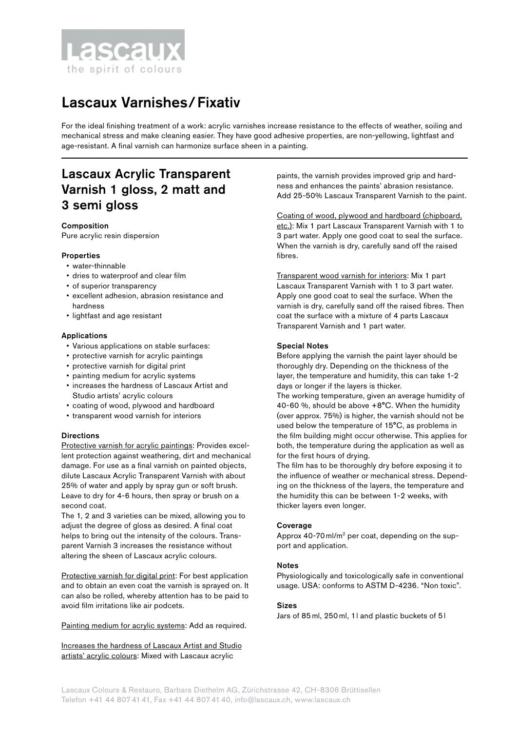Lascaux
the spirit of colours

# Lascaux Varnishes/ Fixativ

For the ideal finishing treatment of a work: acrylic varnishes increase resistance to the effects of weather, soiling and mechanical stress and make cleaning easier. They have good adhesive properties, are non-yellowing, lightfast and age-resistant. A final varnish can harmonize surface sheen in a painting.

## Lascaux Acrylic Transparent Varnish 1 gloss, 2 matt and 3 semi gloss

**Composition**

Pure acrylic resin dispersion

**Properties**

- water-thinnable
- dries to waterproof and clear film
- of superior transparency
- excellent adhesion, abrasion resistance and hardness
- lightfast and age resistant

**Applications**

- Various applications on stable surfaces:
- protective varnish for acrylic paintings
- protective varnish for digital print
- painting medium for acrylic systems
- increases the hardness of Lascaux Artist and Studio artists' acrylic colours
- coating of wood, plywood and hardboard
- transparent wood varnish for interiors

**Directions**

Protective varnish for acrylic paintings: Provides excellent protection against weathering, dirt and mechanical damage. For use as a final varnish on painted objects, dilute Lascaux Acrylic Transparent Varnish with about 25% of water and apply by spray gun or soft brush. Leave to dry for 4-6 hours, then spray or brush on a second coat.

The 1, 2 and 3 varieties can be mixed, allowing you to adjust the degree of gloss as desired. A final coat helps to bring out the intensity of the colours. Transparent Varnish 3 increases the resistance without altering the sheen of Lascaux acrylic colours.

Protective varnish for digital print: For best application and to obtain an even coat the varnish is sprayed on. It can also be rolled, whereby attention has to be paid to avoid film irritations like air podcets.

Painting medium for acrylic systems: Add as required.

Increases the hardness of Lascaux Artist and Studio artists' acrylic colours: Mixed with Lascaux acrylic paints, the varnish provides improved grip and hardness and enhances the paints' abrasion resistance. Add 25-50% Lascaux Transparent Varnish to the paint.

Coating of wood, plywood and hardboard (chipboard, etc.): Mix 1 part Lascaux Transparent Varnish with 1 to 3 part water. Apply one good coat to seal the surface. When the varnish is dry, carefully sand off the raised fibres.

Transparent wood varnish for interiors: Mix 1 part Lascaux Transparent Varnish with 1 to 3 part water. Apply one good coat to seal the surface. When the varnish is dry, carefully sand off the raised fibres. Then coat the surface with a mixture of 4 parts Lascaux Transparent Varnish and 1 part water.

**Special Notes**

Before applying the varnish the paint layer should be thoroughly dry. Depending on the thickness of the layer, the temperature and humidity, this can take 1-2 days or longer if the layers is thicker.

The working temperature, given an average humidity of 40-60 %, should be above +8°C. When the humidity (over approx. 75%) is higher, the varnish should not be used below the temperature of 15°C, as problems in the film building might occur otherwise. This applies for both, the temperature during the application as well as for the first hours of drying.

The film has to be thoroughly dry before exposing it to the influence of weather or mechanical stress. Depending on the thickness of the layers, the temperature and the humidity this can be between 1-2 weeks, with thicker layers even longer.

**Coverage**

Approx 40-70 ml/m$^2$ per coat, depending on the support and application.

**Notes**

Physiologically and toxicologically safe in conventional usage. USA: conforms to ASTM D-4236. "Non toxic".

**Sizes**

Jars of 85 ml, 250 ml, 1 l and plastic buckets of 5 l

Lascaux Colours & Restauro, Barbara Diethelm AG, Zürichstrasse 42, CH-8306 Brüttisellen
Telefon +41 44 807 41 41, Fax +41 44 807 41 40, info@lascaux.ch, www.lascaux.ch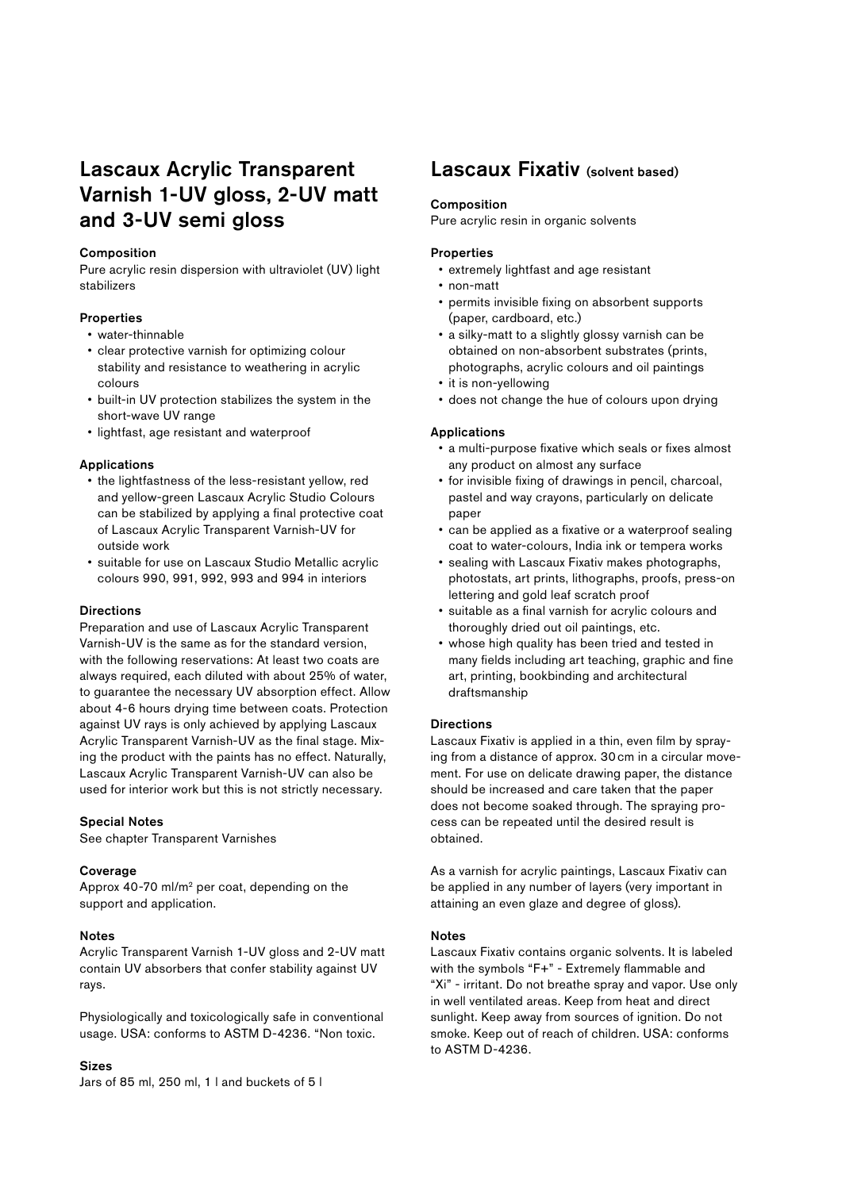## Lascaux Acrylic Transparent Varnish 1-UV gloss, 2-UV matt and 3-UV semi gloss

### Composition

Pure acrylic resin dispersion with ultraviolet (UV) light stabilizers

### Properties

- water-thinnable
- clear protective varnish for optimizing colour stability and resistance to weathering in acrylic colours
- built-in UV protection stabilizes the system in the short-wave UV range
- lightfast, age resistant and waterproof

### Applications

- the lightfastness of the less-resistant yellow, red and yellow-green Lascaux Acrylic Studio Colours can be stabilized by applying a final protective coat of Lascaux Acrylic Transparent Varnish-UV for outside work
- suitable for use on Lascaux Studio Metallic acrylic colours 990, 991, 992, 993 and 994 in interiors

### Directions

Preparation and use of Lascaux Acrylic Transparent Varnish-UV is the same as for the standard version, with the following reservations: At least two coats are always required, each diluted with about 25% of water, to guarantee the necessary UV absorption effect. Allow about 4-6 hours drying time between coats. Protection against UV rays is only achieved by applying Lascaux Acrylic Transparent Varnish-UV as the final stage. Mixing the product with the paints has no effect. Naturally, Lascaux Acrylic Transparent Varnish-UV can also be used for interior work but this is not strictly necessary.

### Special Notes

See chapter Transparent Varnishes

### Coverage

Approx 40-70 ml/m² per coat, depending on the support and application.

### Notes

Acrylic Transparent Varnish 1-UV gloss and 2-UV matt contain UV absorbers that confer stability against UV rays.

Physiologically and toxicologically safe in conventional usage. USA: conforms to ASTM D-4236. "Non toxic.

### Sizes

Jars of 85 ml, 250 ml, 1 l and buckets of 5 l

## Lascaux Fixativ (solvent based)

### Composition

Pure acrylic resin in organic solvents

### Properties

- extremely lightfast and age resistant
- non-matt
- permits invisible fixing on absorbent supports (paper, cardboard, etc.)
- a silky-matt to a slightly glossy varnish can be obtained on non-absorbent substrates (prints, photographs, acrylic colours and oil paintings
- it is non-yellowing
- does not change the hue of colours upon drying

### Applications

- a multi-purpose fixative which seals or fixes almost any product on almost any surface
- for invisible fixing of drawings in pencil, charcoal, pastel and way crayons, particularly on delicate paper
- can be applied as a fixative or a waterproof sealing coat to water-colours, India ink or tempera works
- sealing with Lascaux Fixativ makes photographs, photostats, art prints, lithographs, proofs, press-on lettering and gold leaf scratch proof
- suitable as a final varnish for acrylic colours and thoroughly dried out oil paintings, etc.
- whose high quality has been tried and tested in many fields including art teaching, graphic and fine art, printing, bookbinding and architectural draftsmanship

### Directions

Lascaux Fixativ is applied in a thin, even film by spraying from a distance of approx. 30 cm in a circular movement. For use on delicate drawing paper, the distance should be increased and care taken that the paper does not become soaked through. The spraying process can be repeated until the desired result is obtained.

As a varnish for acrylic paintings, Lascaux Fixativ can be applied in any number of layers (very important in attaining an even glaze and degree of gloss).

### Notes

Lascaux Fixativ contains organic solvents. It is labeled with the symbols "F+" - Extremely flammable and "Xi" - irritant. Do not breathe spray and vapor. Use only in well ventilated areas. Keep from heat and direct sunlight. Keep away from sources of ignition. Do not smoke. Keep out of reach of children. USA: conforms to ASTM D-4236.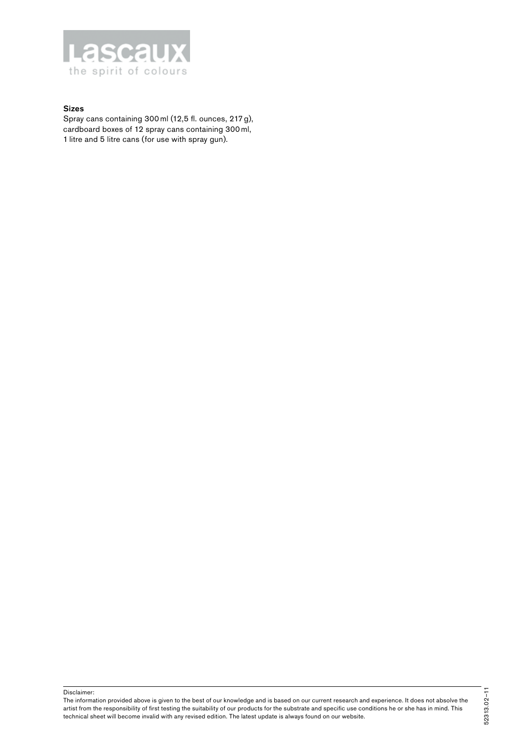## Sizes

Spray cans containing 300 ml (12,5 fl. ounces, 217 g), cardboard boxes of 12 spray cans containing 300 ml, 1 litre and 5 litre cans (for use with spray gun).

Disclaimer:
The information provided above is given to the best of our knowledge and is based on our current research and experience. It does not absolve the artist from the responsibility of first testing the suitability of our products for the substrate and specific use conditions he or she has in mind. This technical sheet will become invalid with any revised edition. The latest update is always found on our website.

52313.02–11